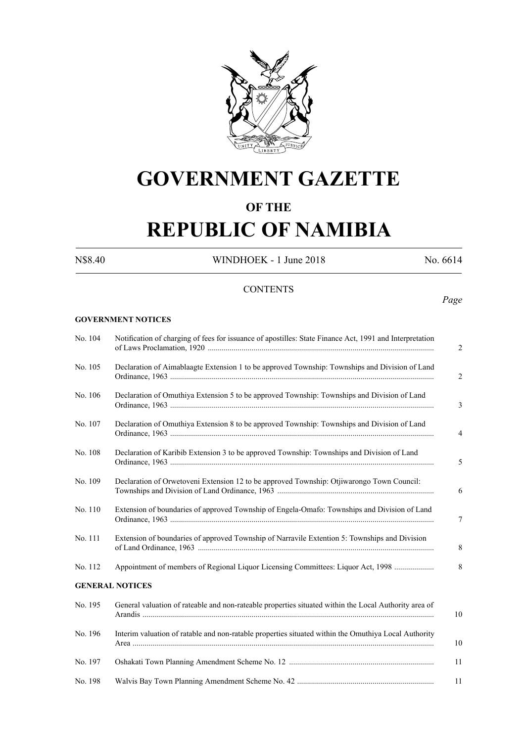# GOVERNMENT GAZETTE

## OF THE

# REPUBLIC OF NAMIBIA

N$8.40 WINDHOEK - 1 June 2018 No. 6614

## CONTENTS

*Page*

### GOVERNMENT NOTICES

| | | |
|---|---|---|
| No. 104 | Notification of charging of fees for issuance of apostilles: State Finance Act, 1991 and Interpretation of Laws Proclamation, 1920 | 2 |
| No. 105 | Declaration of Aimablaagte Extension 1 to be approved Township: Townships and Division of Land Ordinance, 1963 | 2 |
| No. 106 | Declaration of Omuthiya Extension 5 to be approved Township: Townships and Division of Land Ordinance, 1963 | 3 |
| No. 107 | Declaration of Omuthiya Extension 8 to be approved Township: Townships and Division of Land Ordinance, 1963 | 4 |
| No. 108 | Declaration of Karibib Extension 3 to be approved Township: Townships and Division of Land Ordinance, 1963 | 5 |
| No. 109 | Declaration of Orwetoveni Extension 12 to be approved Township: Otjiwarongo Town Council: Townships and Division of Land Ordinance, 1963 | 6 |
| No. 110 | Extension of boundaries of approved Township of Engela-Omafo: Townships and Division of Land Ordinance, 1963 | 7 |
| No. 111 | Extension of boundaries of approved Township of Narravile Extention 5: Townships and Division of Land Ordinance, 1963 | 8 |
| No. 112 | Appointment of members of Regional Liquor Licensing Committees: Liquor Act, 1998 | 8 |

### GENERAL NOTICES

| | | |
|---|---|---|
| No. 195 | General valuation of rateable and non-rateable properties situated within the Local Authority area of Arandis | 10 |
| No. 196 | Interim valuation of ratable and non-ratable properties situated within the Omuthiya Local Authority Area | 10 |
| No. 197 | Oshakati Town Planning Amendment Scheme No. 12 | 11 |
| No. 198 | Walvis Bay Town Planning Amendment Scheme No. 42 | 11 |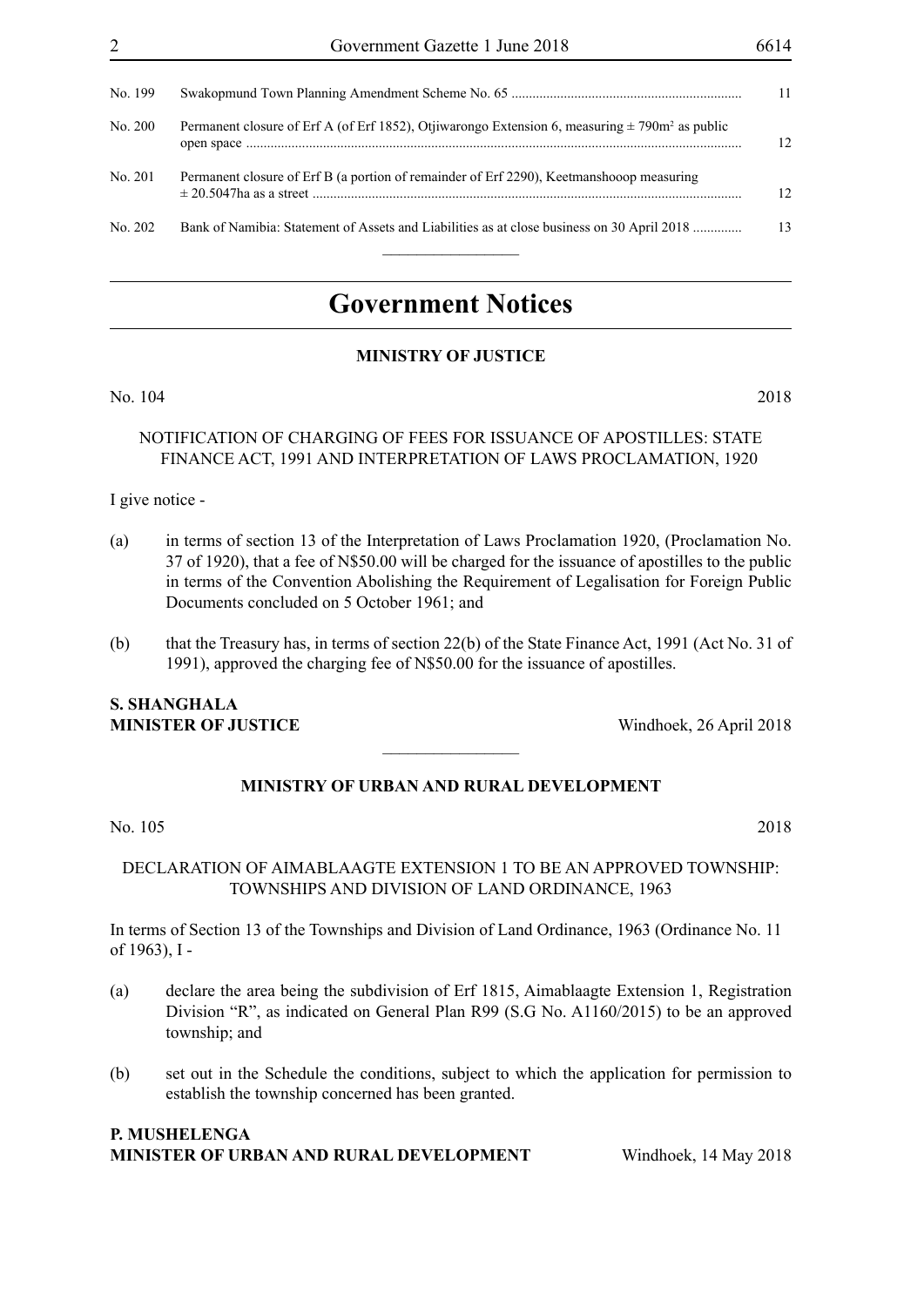| | | |
|---|---|---|
| No. 199 | Swakopmund Town Planning Amendment Scheme No. 65 | 11 |
| No. 200 | Permanent closure of Erf A (of Erf 1852), Otjiwarongo Extension 6, measuring ± 790m² as public open space | 12 |
| No. 201 | Permanent closure of Erf B (a portion of remainder of Erf 2290), Keetmanshooop measuring ± 20.5047ha as a street | 12 |
| No. 202 | Bank of Namibia: Statement of Assets and Liabilities as at close business on 30 April 2018 | 13 |

# Government Notices

## MINISTRY OF JUSTICE

No. 104 2018

NOTIFICATION OF CHARGING OF FEES FOR ISSUANCE OF APOSTILLES: STATE FINANCE ACT, 1991 AND INTERPRETATION OF LAWS PROCLAMATION, 1920

I give notice -

(a) in terms of section 13 of the Interpretation of Laws Proclamation 1920, (Proclamation No. 37 of 1920), that a fee of N$50.00 will be charged for the issuance of apostilles to the public in terms of the Convention Abolishing the Requirement of Legalisation for Foreign Public Documents concluded on 5 October 1961; and

(b) that the Treasury has, in terms of section 22(b) of the State Finance Act, 1991 (Act No. 31 of 1991), approved the charging fee of N$50.00 for the issuance of apostilles.

**S. SHANGHALA**
**MINISTER OF JUSTICE** Windhoek, 26 April 2018

## MINISTRY OF URBAN AND RURAL DEVELOPMENT

No. 105 2018

DECLARATION OF AIMABLAAGTE EXTENSION 1 TO BE AN APPROVED TOWNSHIP: TOWNSHIPS AND DIVISION OF LAND ORDINANCE, 1963

In terms of Section 13 of the Townships and Division of Land Ordinance, 1963 (Ordinance No. 11 of 1963), I -

(a) declare the area being the subdivision of Erf 1815, Aimablaagte Extension 1, Registration Division "R", as indicated on General Plan R99 (S.G No. A1160/2015) to be an approved township; and

(b) set out in the Schedule the conditions, subject to which the application for permission to establish the township concerned has been granted.

**P. MUSHELENGA**
**MINISTER OF URBAN AND RURAL DEVELOPMENT** Windhoek, 14 May 2018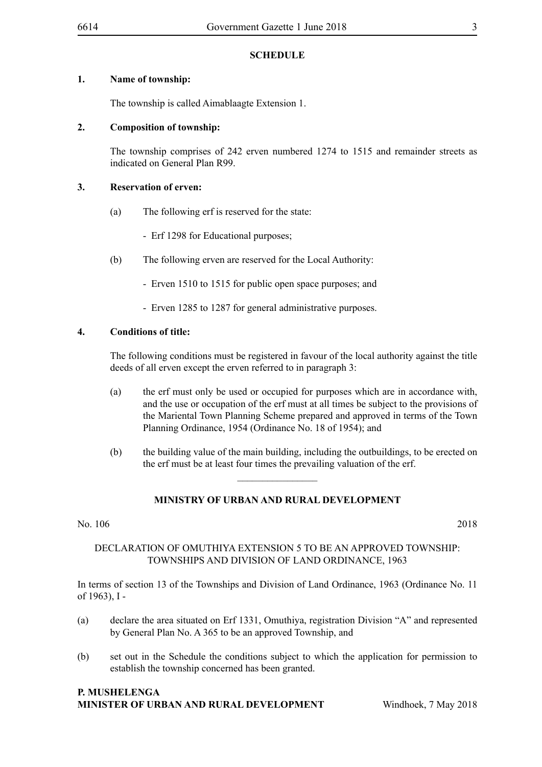**SCHEDULE**

**1. Name of township:**

The township is called Aimablaagte Extension 1.

**2. Composition of township:**

The township comprises of 242 erven numbered 1274 to 1515 and remainder streets as indicated on General Plan R99.

**3. Reservation of erven:**

(a) The following erf is reserved for the state:

- Erf 1298 for Educational purposes;

(b) The following erven are reserved for the Local Authority:

- Erven 1510 to 1515 for public open space purposes; and

- Erven 1285 to 1287 for general administrative purposes.

**4. Conditions of title:**

The following conditions must be registered in favour of the local authority against the title deeds of all erven except the erven referred to in paragraph 3:

(a) the erf must only be used or occupied for purposes which are in accordance with, and the use or occupation of the erf must at all times be subject to the provisions of the Mariental Town Planning Scheme prepared and approved in terms of the Town Planning Ordinance, 1954 (Ordinance No. 18 of 1954); and

(b) the building value of the main building, including the outbuildings, to be erected on the erf must be at least four times the prevailing valuation of the erf.

________________

**MINISTRY OF URBAN AND RURAL DEVELOPMENT**

No. 106 2018

DECLARATION OF OMUTHIYA EXTENSION 5 TO BE AN APPROVED TOWNSHIP: TOWNSHIPS AND DIVISION OF LAND ORDINANCE, 1963

In terms of section 13 of the Townships and Division of Land Ordinance, 1963 (Ordinance No. 11 of 1963), I -

(a) declare the area situated on Erf 1331, Omuthiya, registration Division "A" and represented by General Plan No. A 365 to be an approved Township, and

(b) set out in the Schedule the conditions subject to which the application for permission to establish the township concerned has been granted.

**P. MUSHELENGA**
**MINISTER OF URBAN AND RURAL DEVELOPMENT** Windhoek, 7 May 2018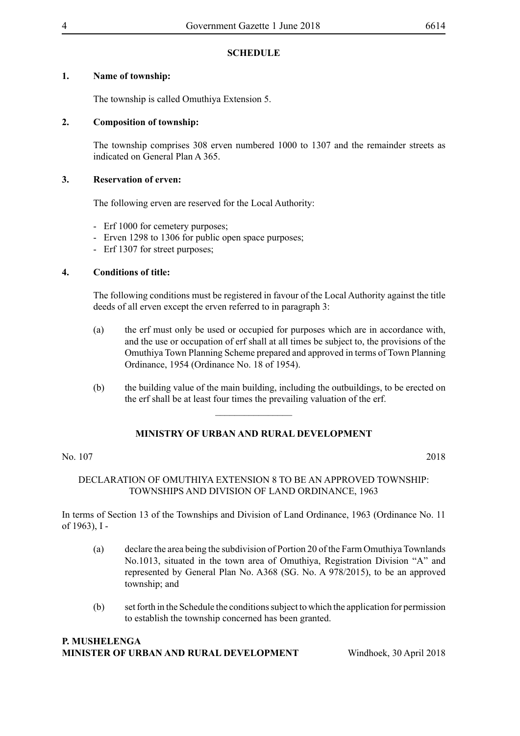**SCHEDULE**

**1. Name of township:**

The township is called Omuthiya Extension 5.

**2. Composition of township:**

The township comprises 308 erven numbered 1000 to 1307 and the remainder streets as indicated on General Plan A 365.

**3. Reservation of erven:**

The following erven are reserved for the Local Authority:

- Erf 1000 for cemetery purposes;
- Erven 1298 to 1306 for public open space purposes;
- Erf 1307 for street purposes;

**4. Conditions of title:**

The following conditions must be registered in favour of the Local Authority against the title deeds of all erven except the erven referred to in paragraph 3:

(a) the erf must only be used or occupied for purposes which are in accordance with, and the use or occupation of erf shall at all times be subject to, the provisions of the Omuthiya Town Planning Scheme prepared and approved in terms of Town Planning Ordinance, 1954 (Ordinance No. 18 of 1954).

(b) the building value of the main building, including the outbuildings, to be erected on the erf shall be at least four times the prevailing valuation of the erf.

---

**MINISTRY OF URBAN AND RURAL DEVELOPMENT**

No. 107 2018

DECLARATION OF OMUTHIYA EXTENSION 8 TO BE AN APPROVED TOWNSHIP: TOWNSHIPS AND DIVISION OF LAND ORDINANCE, 1963

In terms of Section 13 of the Townships and Division of Land Ordinance, 1963 (Ordinance No. 11 of 1963), I -

(a) declare the area being the subdivision of Portion 20 of the Farm Omuthiya Townlands No.1013, situated in the town area of Omuthiya, Registration Division "A" and represented by General Plan No. A368 (SG. No. A 978/2015), to be an approved township; and

(b) set forth in the Schedule the conditions subject to which the application for permission to establish the township concerned has been granted.

**P. MUSHELENGA**
**MINISTER OF URBAN AND RURAL DEVELOPMENT** Windhoek, 30 April 2018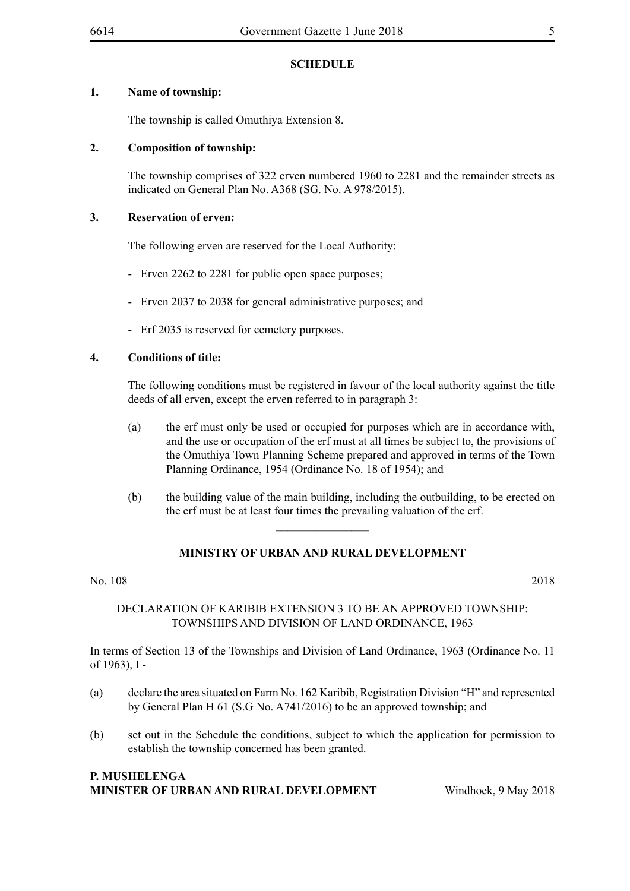**SCHEDULE**

**1. Name of township:**

The township is called Omuthiya Extension 8.

**2. Composition of township:**

The township comprises of 322 erven numbered 1960 to 2281 and the remainder streets as indicated on General Plan No. A368 (SG. No. A 978/2015).

**3. Reservation of erven:**

The following erven are reserved for the Local Authority:

- Erven 2262 to 2281 for public open space purposes;

- Erven 2037 to 2038 for general administrative purposes; and

- Erf 2035 is reserved for cemetery purposes.

**4. Conditions of title:**

The following conditions must be registered in favour of the local authority against the title deeds of all erven, except the erven referred to in paragraph 3:

(a) the erf must only be used or occupied for purposes which are in accordance with, and the use or occupation of the erf must at all times be subject to, the provisions of the Omuthiya Town Planning Scheme prepared and approved in terms of the Town Planning Ordinance, 1954 (Ordinance No. 18 of 1954); and

(b) the building value of the main building, including the outbuilding, to be erected on the erf must be at least four times the prevailing valuation of the erf.

---

**MINISTRY OF URBAN AND RURAL DEVELOPMENT**

No. 108 2018

DECLARATION OF KARIBIB EXTENSION 3 TO BE AN APPROVED TOWNSHIP: TOWNSHIPS AND DIVISION OF LAND ORDINANCE, 1963

In terms of Section 13 of the Townships and Division of Land Ordinance, 1963 (Ordinance No. 11 of 1963), I -

(a) declare the area situated on Farm No. 162 Karibib, Registration Division "H" and represented by General Plan H 61 (S.G No. A741/2016) to be an approved township; and

(b) set out in the Schedule the conditions, subject to which the application for permission to establish the township concerned has been granted.

**P. MUSHELENGA**
**MINISTER OF URBAN AND RURAL DEVELOPMENT** Windhoek, 9 May 2018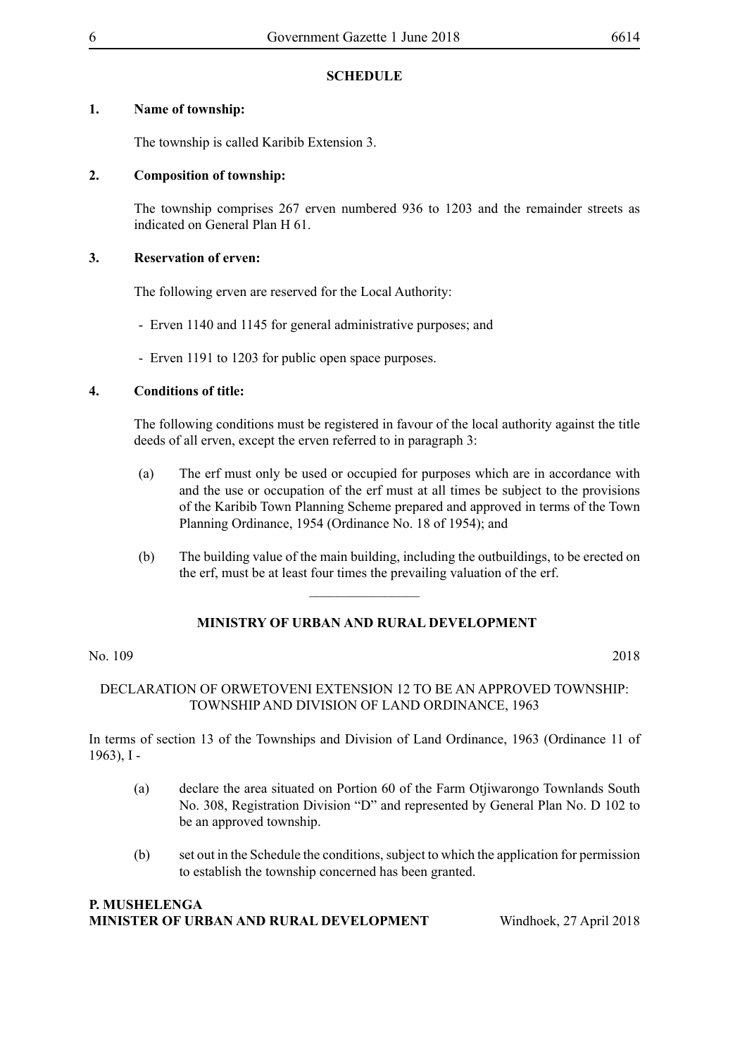**SCHEDULE**

**1. Name of township:**

The township is called Karibib Extension 3.

**2. Composition of township:**

The township comprises 267 erven numbered 936 to 1203 and the remainder streets as indicated on General Plan H 61.

**3. Reservation of erven:**

The following erven are reserved for the Local Authority:

- Erven 1140 and 1145 for general administrative purposes; and
- Erven 1191 to 1203 for public open space purposes.

**4. Conditions of title:**

The following conditions must be registered in favour of the local authority against the title deeds of all erven, except the erven referred to in paragraph 3:

(a) The erf must only be used or occupied for purposes which are in accordance with and the use or occupation of the erf must at all times be subject to the provisions of the Karibib Town Planning Scheme prepared and approved in terms of the Town Planning Ordinance, 1954 (Ordinance No. 18 of 1954); and

(b) The building value of the main building, including the outbuildings, to be erected on the erf, must be at least four times the prevailing valuation of the erf.

---

**MINISTRY OF URBAN AND RURAL DEVELOPMENT**

No. 109 2018

DECLARATION OF ORWETOVENI EXTENSION 12 TO BE AN APPROVED TOWNSHIP: TOWNSHIP AND DIVISION OF LAND ORDINANCE, 1963

In terms of section 13 of the Townships and Division of Land Ordinance, 1963 (Ordinance 11 of 1963), I -

(a) declare the area situated on Portion 60 of the Farm Otjiwarongo Townlands South No. 308, Registration Division "D" and represented by General Plan No. D 102 to be an approved township.

(b) set out in the Schedule the conditions, subject to which the application for permission to establish the township concerned has been granted.

**P. MUSHELENGA**
**MINISTER OF URBAN AND RURAL DEVELOPMENT** Windhoek, 27 April 2018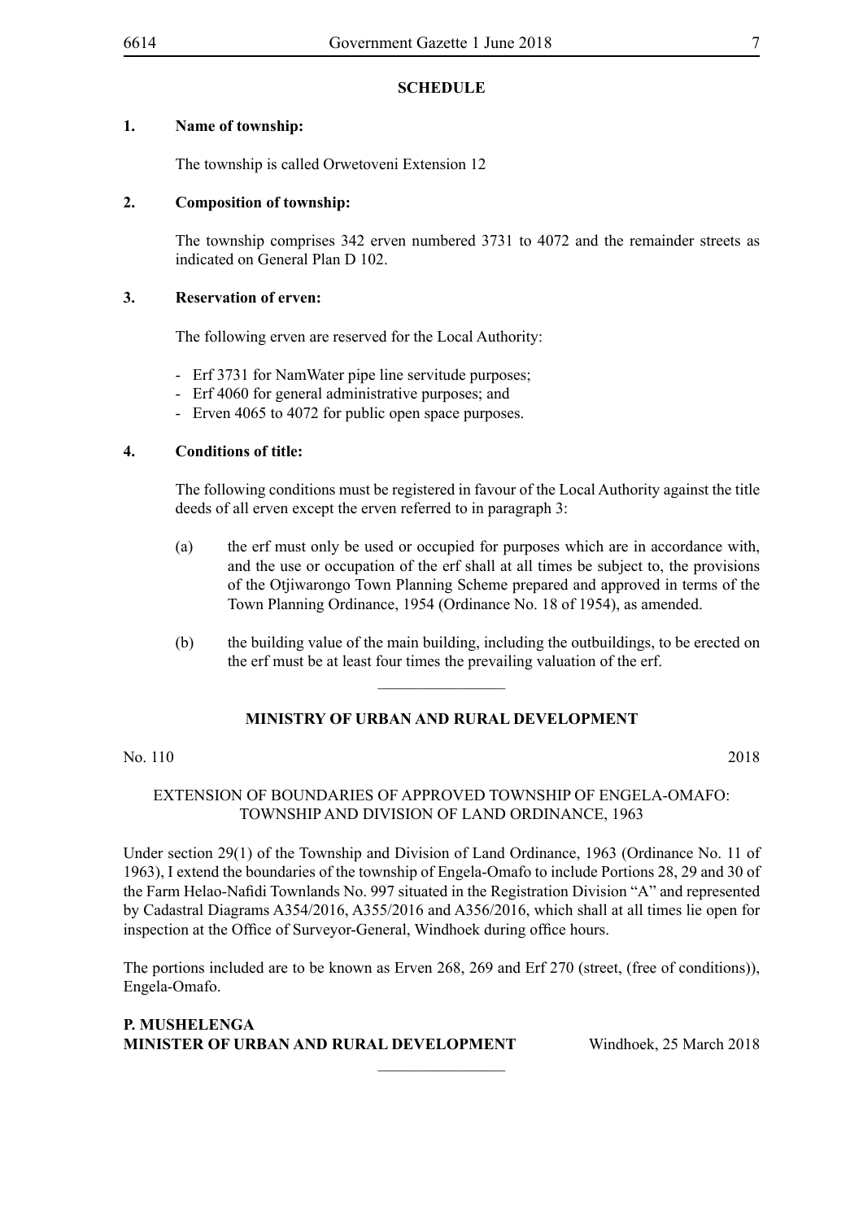**SCHEDULE**

**1. Name of township:**

The township is called Orwetoveni Extension 12

**2. Composition of township:**

The township comprises 342 erven numbered 3731 to 4072 and the remainder streets as indicated on General Plan D 102.

**3. Reservation of erven:**

The following erven are reserved for the Local Authority:

- Erf 3731 for NamWater pipe line servitude purposes;
- Erf 4060 for general administrative purposes; and
- Erven 4065 to 4072 for public open space purposes.

**4. Conditions of title:**

The following conditions must be registered in favour of the Local Authority against the title deeds of all erven except the erven referred to in paragraph 3:

(a) the erf must only be used or occupied for purposes which are in accordance with, and the use or occupation of the erf shall at all times be subject to, the provisions of the Otjiwarongo Town Planning Scheme prepared and approved in terms of the Town Planning Ordinance, 1954 (Ordinance No. 18 of 1954), as amended.

(b) the building value of the main building, including the outbuildings, to be erected on the erf must be at least four times the prevailing valuation of the erf.

---

**MINISTRY OF URBAN AND RURAL DEVELOPMENT**

No. 110 2018

EXTENSION OF BOUNDARIES OF APPROVED TOWNSHIP OF ENGELA-OMAFO: TOWNSHIP AND DIVISION OF LAND ORDINANCE, 1963

Under section 29(1) of the Township and Division of Land Ordinance, 1963 (Ordinance No. 11 of 1963), I extend the boundaries of the township of Engela-Omafo to include Portions 28, 29 and 30 of the Farm Helao-Nafidi Townlands No. 997 situated in the Registration Division "A" and represented by Cadastral Diagrams A354/2016, A355/2016 and A356/2016, which shall at all times lie open for inspection at the Office of Surveyor-General, Windhoek during office hours.

The portions included are to be known as Erven 268, 269 and Erf 270 (street, (free of conditions)), Engela-Omafo.

**P. MUSHELENGA**
**MINISTER OF URBAN AND RURAL DEVELOPMENT** Windhoek, 25 March 2018

---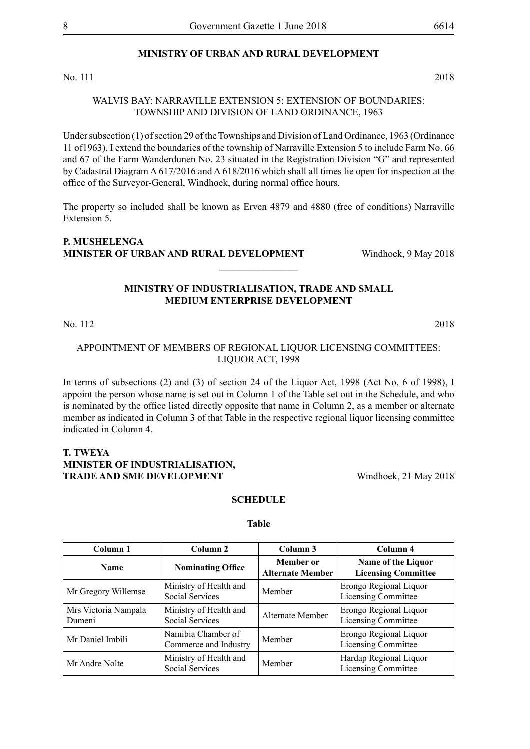## MINISTRY OF URBAN AND RURAL DEVELOPMENT

No. 111 2018

WALVIS BAY: NARRAVILLE EXTENSION 5: EXTENSION OF BOUNDARIES: TOWNSHIP AND DIVISION OF LAND ORDINANCE, 1963

Under subsection (1) of section 29 of the Townships and Division of Land Ordinance, 1963 (Ordinance 11 of1963), I extend the boundaries of the township of Narraville Extension 5 to include Farm No. 66 and 67 of the Farm Wanderdunen No. 23 situated in the Registration Division "G" and represented by Cadastral Diagram A 617/2016 and A 618/2016 which shall all times lie open for inspection at the office of the Surveyor-General, Windhoek, during normal office hours.

The property so included shall be known as Erven 4879 and 4880 (free of conditions) Narraville Extension 5.

**P. MUSHELENGA**
**MINISTER OF URBAN AND RURAL DEVELOPMENT** Windhoek, 9 May 2018

---

## MINISTRY OF INDUSTRIALISATION, TRADE AND SMALL MEDIUM ENTERPRISE DEVELOPMENT

No. 112 2018

APPOINTMENT OF MEMBERS OF REGIONAL LIQUOR LICENSING COMMITTEES: LIQUOR ACT, 1998

In terms of subsections (2) and (3) of section 24 of the Liquor Act, 1998 (Act No. 6 of 1998), I appoint the person whose name is set out in Column 1 of the Table set out in the Schedule, and who is nominated by the office listed directly opposite that name in Column 2, as a member or alternate member as indicated in Column 3 of that Table in the respective regional liquor licensing committee indicated in Column 4.

**T. TWEYA**
**MINISTER OF INDUSTRIALISATION,**
**TRADE AND SME DEVELOPMENT** Windhoek, 21 May 2018

**SCHEDULE**

**Table**

| Column 1 | Column 2 | Column 3 | Column 4 |
|---|---|---|---|
| **Name** | **Nominating Office** | **Member or Alternate Member** | **Name of the Liquor Licensing Committee** |
| Mr Gregory Willemse | Ministry of Health and Social Services | Member | Erongo Regional Liquor Licensing Committee |
| Mrs Victoria Nampala Dumeni | Ministry of Health and Social Services | Alternate Member | Erongo Regional Liquor Licensing Committee |
| Mr Daniel Imbili | Namibia Chamber of Commerce and Industry | Member | Erongo Regional Liquor Licensing Committee |
| Mr Andre Nolte | Ministry of Health and Social Services | Member | Hardap Regional Liquor Licensing Committee |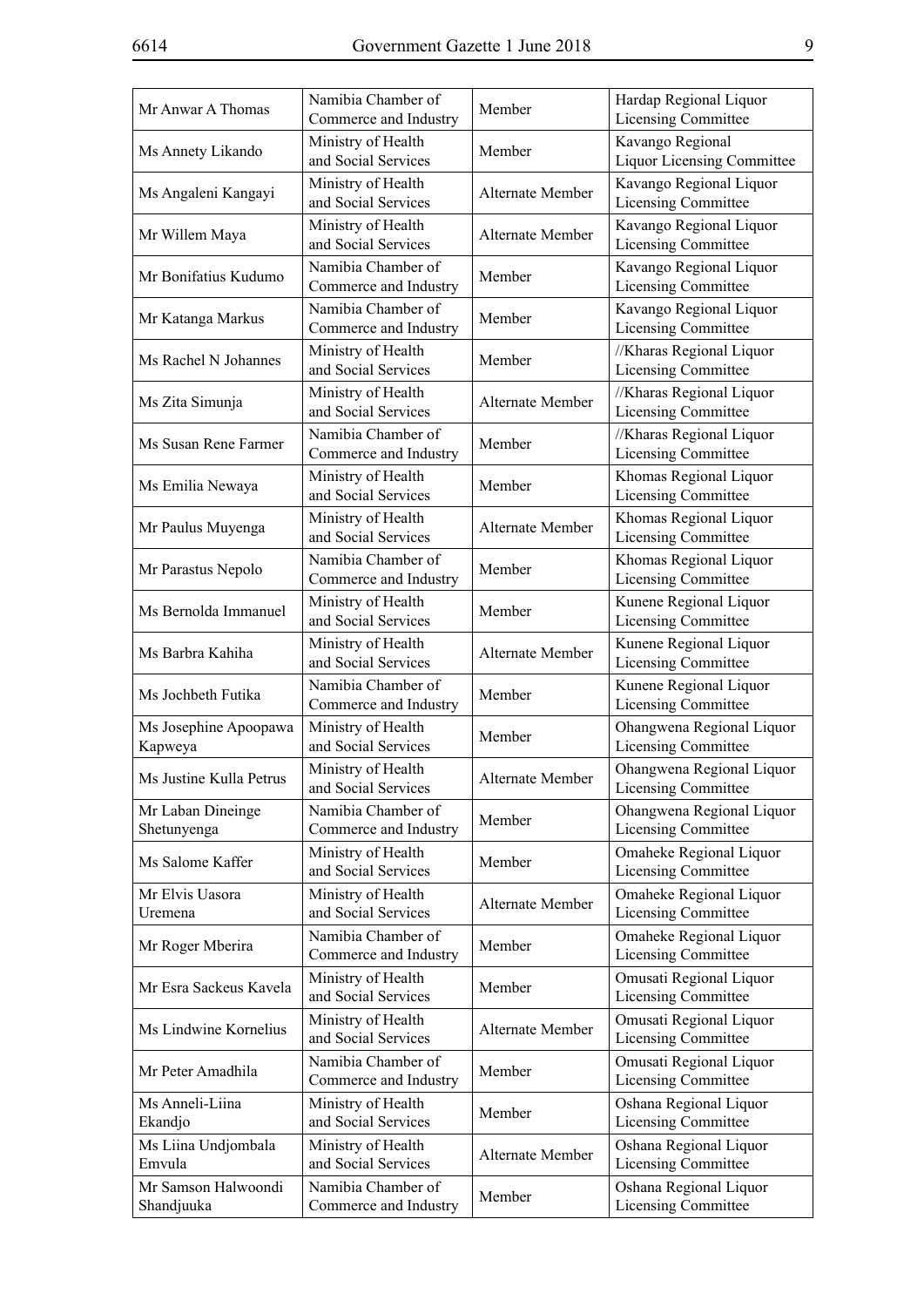| Mr Anwar A Thomas | Namibia Chamber of Commerce and Industry | Member | Hardap Regional Liquor Licensing Committee |
|---|---|---|---|
| Ms Annety Likando | Ministry of Health and Social Services | Member | Kavango Regional Liquor Licensing Committee |
| Ms Angaleni Kangayi | Ministry of Health and Social Services | Alternate Member | Kavango Regional Liquor Licensing Committee |
| Mr Willem Maya | Ministry of Health and Social Services | Alternate Member | Kavango Regional Liquor Licensing Committee |
| Mr Bonifatius Kudumo | Namibia Chamber of Commerce and Industry | Member | Kavango Regional Liquor Licensing Committee |
| Mr Katanga Markus | Namibia Chamber of Commerce and Industry | Member | Kavango Regional Liquor Licensing Committee |
| Ms Rachel N Johannes | Ministry of Health and Social Services | Member | //Kharas Regional Liquor Licensing Committee |
| Ms Zita Simunja | Ministry of Health and Social Services | Alternate Member | //Kharas Regional Liquor Licensing Committee |
| Ms Susan Rene Farmer | Namibia Chamber of Commerce and Industry | Member | //Kharas Regional Liquor Licensing Committee |
| Ms Emilia Newaya | Ministry of Health and Social Services | Member | Khomas Regional Liquor Licensing Committee |
| Mr Paulus Muyenga | Ministry of Health and Social Services | Alternate Member | Khomas Regional Liquor Licensing Committee |
| Mr Parastus Nepolo | Namibia Chamber of Commerce and Industry | Member | Khomas Regional Liquor Licensing Committee |
| Ms Bernolda Immanuel | Ministry of Health and Social Services | Member | Kunene Regional Liquor Licensing Committee |
| Ms Barbra Kahiha | Ministry of Health and Social Services | Alternate Member | Kunene Regional Liquor Licensing Committee |
| Ms Jochbeth Futika | Namibia Chamber of Commerce and Industry | Member | Kunene Regional Liquor Licensing Committee |
| Ms Josephine Apoopawa Kapweya | Ministry of Health and Social Services | Member | Ohangwena Regional Liquor Licensing Committee |
| Ms Justine Kulla Petrus | Ministry of Health and Social Services | Alternate Member | Ohangwena Regional Liquor Licensing Committee |
| Mr Laban Dineinge Shetunyenga | Namibia Chamber of Commerce and Industry | Member | Ohangwena Regional Liquor Licensing Committee |
| Ms Salome Kaffer | Ministry of Health and Social Services | Member | Omaheke Regional Liquor Licensing Committee |
| Mr Elvis Uasora Uremena | Ministry of Health and Social Services | Alternate Member | Omaheke Regional Liquor Licensing Committee |
| Mr Roger Mberira | Namibia Chamber of Commerce and Industry | Member | Omaheke Regional Liquor Licensing Committee |
| Mr Esra Sackeus Kavela | Ministry of Health and Social Services | Member | Omusati Regional Liquor Licensing Committee |
| Ms Lindwine Kornelius | Ministry of Health and Social Services | Alternate Member | Omusati Regional Liquor Licensing Committee |
| Mr Peter Amadhila | Namibia Chamber of Commerce and Industry | Member | Omusati Regional Liquor Licensing Committee |
| Ms Anneli-Liina Ekandjo | Ministry of Health and Social Services | Member | Oshana Regional Liquor Licensing Committee |
| Ms Liina Undjombala Emvula | Ministry of Health and Social Services | Alternate Member | Oshana Regional Liquor Licensing Committee |
| Mr Samson Halwoondi Shandjuuka | Namibia Chamber of Commerce and Industry | Member | Oshana Regional Liquor Licensing Committee |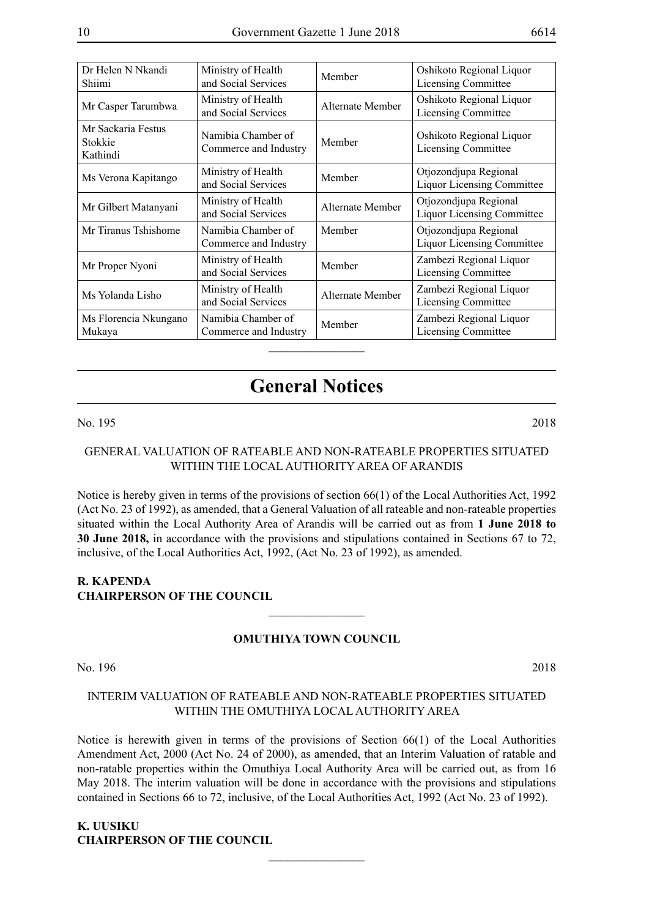| Dr Helen N Nkandi Shiimi | Ministry of Health and Social Services | Member | Oshikoto Regional Liquor Licensing Committee |
|---|---|---|---|
| Mr Casper Tarumbwa | Ministry of Health and Social Services | Alternate Member | Oshikoto Regional Liquor Licensing Committee |
| Mr Sackaria Festus Stokkie Kathindi | Namibia Chamber of Commerce and Industry | Member | Oshikoto Regional Liquor Licensing Committee |
| Ms Verona Kapitango | Ministry of Health and Social Services | Member | Otjozondjupa Regional Liquor Licensing Committee |
| Mr Gilbert Matanyani | Ministry of Health and Social Services | Alternate Member | Otjozondjupa Regional Liquor Licensing Committee |
| Mr Tiranus Tshishome | Namibia Chamber of Commerce and Industry | Member | Otjozondjupa Regional Liquor Licensing Committee |
| Mr Proper Nyoni | Ministry of Health and Social Services | Member | Zambezi Regional Liquor Licensing Committee |
| Ms Yolanda Lisho | Ministry of Health and Social Services | Alternate Member | Zambezi Regional Liquor Licensing Committee |
| Ms Florencia Nkungano Mukaya | Namibia Chamber of Commerce and Industry | Member | Zambezi Regional Liquor Licensing Committee |

# General Notices

No. 195 2018

GENERAL VALUATION OF RATEABLE AND NON-RATEABLE PROPERTIES SITUATED WITHIN THE LOCAL AUTHORITY AREA OF ARANDIS

Notice is hereby given in terms of the provisions of section 66(1) of the Local Authorities Act, 1992 (Act No. 23 of 1992), as amended, that a General Valuation of all rateable and non-rateable properties situated within the Local Authority Area of Arandis will be carried out as from **1 June 2018 to 30 June 2018,** in accordance with the provisions and stipulations contained in Sections 67 to 72, inclusive, of the Local Authorities Act, 1992, (Act No. 23 of 1992), as amended.

**R. KAPENDA**
**CHAIRPERSON OF THE COUNCIL**

**OMUTHIYA TOWN COUNCIL**

No. 196 2018

INTERIM VALUATION OF RATEABLE AND NON-RATEABLE PROPERTIES SITUATED WITHIN THE OMUTHIYA LOCAL AUTHORITY AREA

Notice is herewith given in terms of the provisions of Section 66(1) of the Local Authorities Amendment Act, 2000 (Act No. 24 of 2000), as amended, that an Interim Valuation of ratable and non-ratable properties within the Omuthiya Local Authority Area will be carried out, as from 16 May 2018. The interim valuation will be done in accordance with the provisions and stipulations contained in Sections 66 to 72, inclusive, of the Local Authorities Act, 1992 (Act No. 23 of 1992).

**K. UUSIKU**
**CHAIRPERSON OF THE COUNCIL**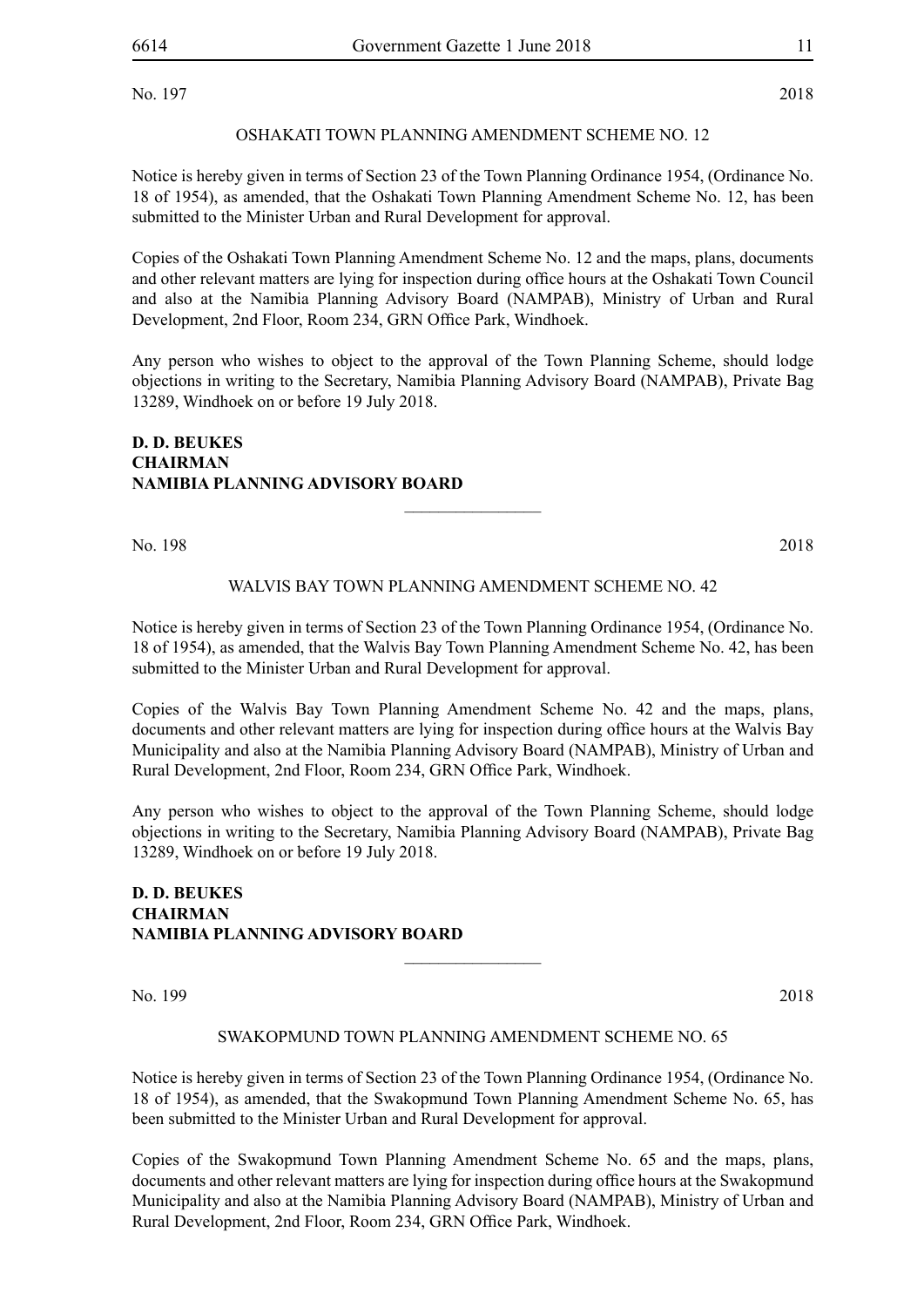No. 197 2018

OSHAKATI TOWN PLANNING AMENDMENT SCHEME NO. 12

Notice is hereby given in terms of Section 23 of the Town Planning Ordinance 1954, (Ordinance No. 18 of 1954), as amended, that the Oshakati Town Planning Amendment Scheme No. 12, has been submitted to the Minister Urban and Rural Development for approval.

Copies of the Oshakati Town Planning Amendment Scheme No. 12 and the maps, plans, documents and other relevant matters are lying for inspection during office hours at the Oshakati Town Council and also at the Namibia Planning Advisory Board (NAMPAB), Ministry of Urban and Rural Development, 2nd Floor, Room 234, GRN Office Park, Windhoek.

Any person who wishes to object to the approval of the Town Planning Scheme, should lodge objections in writing to the Secretary, Namibia Planning Advisory Board (NAMPAB), Private Bag 13289, Windhoek on or before 19 July 2018.

**D. D. BEUKES**
**CHAIRMAN**
**NAMIBIA PLANNING ADVISORY BOARD**

---

No. 198 2018

WALVIS BAY TOWN PLANNING AMENDMENT SCHEME NO. 42

Notice is hereby given in terms of Section 23 of the Town Planning Ordinance 1954, (Ordinance No. 18 of 1954), as amended, that the Walvis Bay Town Planning Amendment Scheme No. 42, has been submitted to the Minister Urban and Rural Development for approval.

Copies of the Walvis Bay Town Planning Amendment Scheme No. 42 and the maps, plans, documents and other relevant matters are lying for inspection during office hours at the Walvis Bay Municipality and also at the Namibia Planning Advisory Board (NAMPAB), Ministry of Urban and Rural Development, 2nd Floor, Room 234, GRN Office Park, Windhoek.

Any person who wishes to object to the approval of the Town Planning Scheme, should lodge objections in writing to the Secretary, Namibia Planning Advisory Board (NAMPAB), Private Bag 13289, Windhoek on or before 19 July 2018.

**D. D. BEUKES**
**CHAIRMAN**
**NAMIBIA PLANNING ADVISORY BOARD**

---

No. 199 2018

SWAKOPMUND TOWN PLANNING AMENDMENT SCHEME NO. 65

Notice is hereby given in terms of Section 23 of the Town Planning Ordinance 1954, (Ordinance No. 18 of 1954), as amended, that the Swakopmund Town Planning Amendment Scheme No. 65, has been submitted to the Minister Urban and Rural Development for approval.

Copies of the Swakopmund Town Planning Amendment Scheme No. 65 and the maps, plans, documents and other relevant matters are lying for inspection during office hours at the Swakopmund Municipality and also at the Namibia Planning Advisory Board (NAMPAB), Ministry of Urban and Rural Development, 2nd Floor, Room 234, GRN Office Park, Windhoek.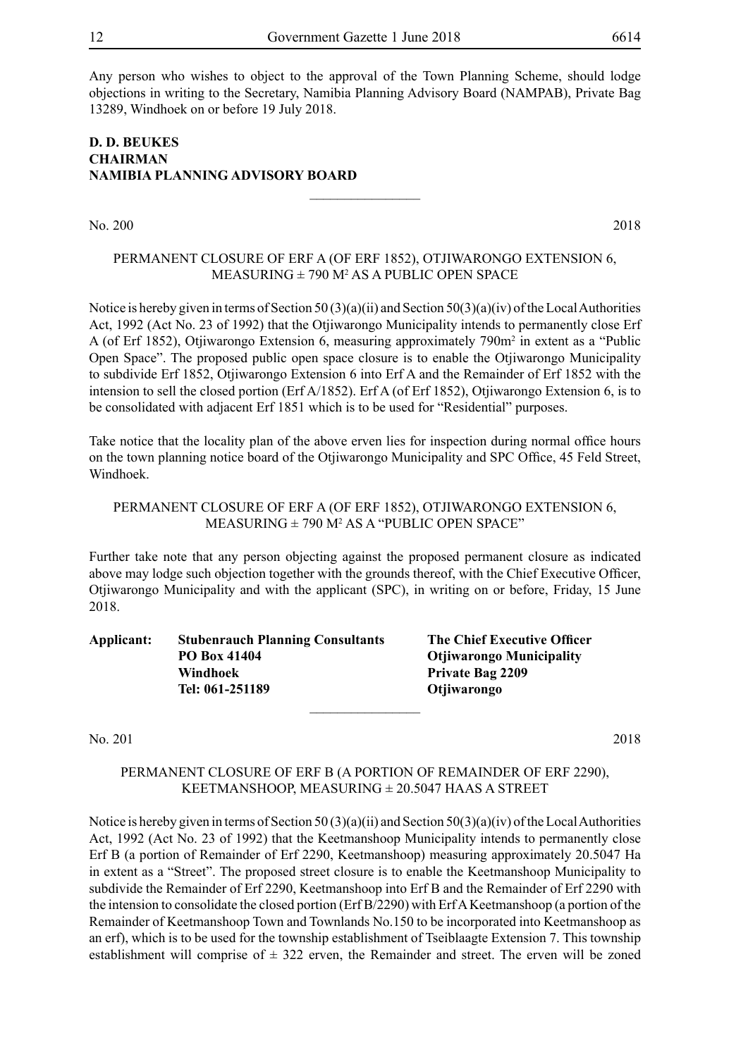Any person who wishes to object to the approval of the Town Planning Scheme, should lodge objections in writing to the Secretary, Namibia Planning Advisory Board (NAMPAB), Private Bag 13289, Windhoek on or before 19 July 2018.

**D. D. BEUKES**
**CHAIRMAN**
**NAMIBIA PLANNING ADVISORY BOARD**

---

No. 200 2018

PERMANENT CLOSURE OF ERF A (OF ERF 1852), OTJIWARONGO EXTENSION 6, MEASURING ± 790 M² AS A PUBLIC OPEN SPACE

Notice is hereby given in terms of Section 50 (3)(a)(ii) and Section 50(3)(a)(iv) of the Local Authorities Act, 1992 (Act No. 23 of 1992) that the Otjiwarongo Municipality intends to permanently close Erf A (of Erf 1852), Otjiwarongo Extension 6, measuring approximately 790m² in extent as a "Public Open Space". The proposed public open space closure is to enable the Otjiwarongo Municipality to subdivide Erf 1852, Otjiwarongo Extension 6 into Erf A and the Remainder of Erf 1852 with the intension to sell the closed portion (Erf A/1852). Erf A (of Erf 1852), Otjiwarongo Extension 6, is to be consolidated with adjacent Erf 1851 which is to be used for "Residential" purposes.

Take notice that the locality plan of the above erven lies for inspection during normal office hours on the town planning notice board of the Otjiwarongo Municipality and SPC Office, 45 Feld Street, Windhoek.

PERMANENT CLOSURE OF ERF A (OF ERF 1852), OTJIWARONGO EXTENSION 6, MEASURING ± 790 M² AS A "PUBLIC OPEN SPACE"

Further take note that any person objecting against the proposed permanent closure as indicated above may lodge such objection together with the grounds thereof, with the Chief Executive Officer, Otjiwarongo Municipality and with the applicant (SPC), in writing on or before, Friday, 15 June 2018.

**Applicant:** **Stubenrauch Planning Consultants**
**PO Box 41404**
**Windhoek**
**Tel: 061-251189**

**The Chief Executive Officer**
**Otjiwarongo Municipality**
**Private Bag 2209**
**Otjiwarongo**

---

No. 201 2018

PERMANENT CLOSURE OF ERF B (A PORTION OF REMAINDER OF ERF 2290), KEETMANSHOOP, MEASURING ± 20.5047 HAAS A STREET

Notice is hereby given in terms of Section 50 (3)(a)(ii) and Section 50(3)(a)(iv) of the Local Authorities Act, 1992 (Act No. 23 of 1992) that the Keetmanshoop Municipality intends to permanently close Erf B (a portion of Remainder of Erf 2290, Keetmanshoop) measuring approximately 20.5047 Ha in extent as a "Street". The proposed street closure is to enable the Keetmanshoop Municipality to subdivide the Remainder of Erf 2290, Keetmanshoop into Erf B and the Remainder of Erf 2290 with the intension to consolidate the closed portion (Erf B/2290) with Erf A Keetmanshoop (a portion of the Remainder of Keetmanshoop Town and Townlands No.150 to be incorporated into Keetmanshoop as an erf), which is to be used for the township establishment of Tseiblaagte Extension 7. This township establishment will comprise of ± 322 erven, the Remainder and street. The erven will be zoned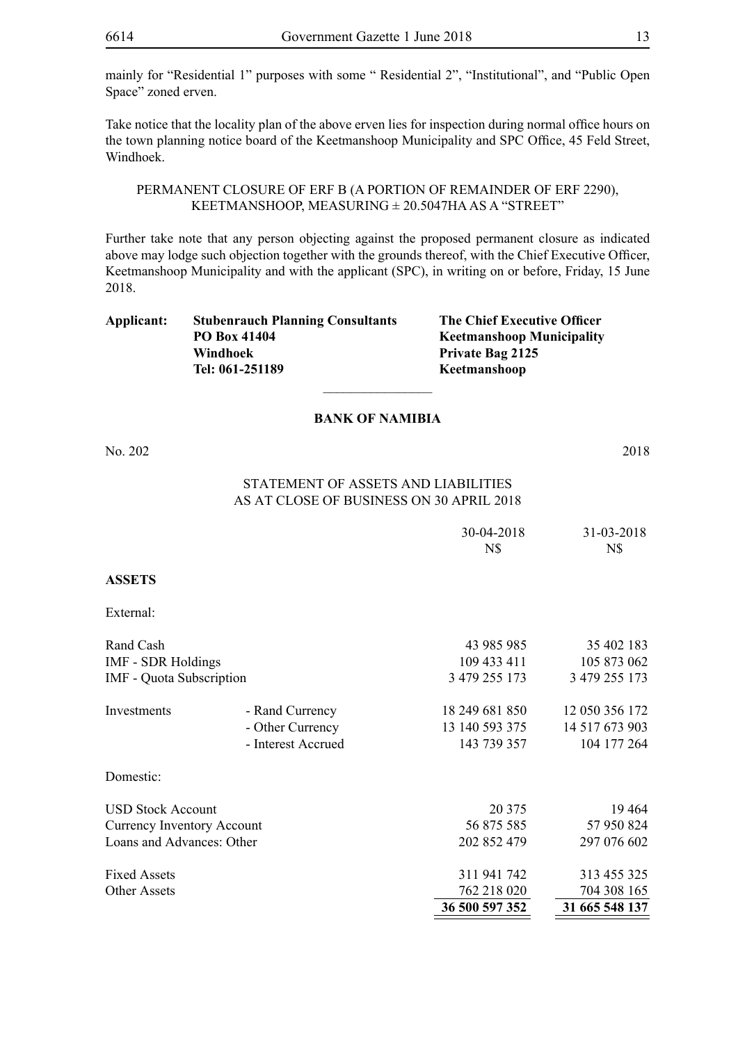mainly for "Residential 1" purposes with some " Residential 2", "Institutional", and "Public Open Space" zoned erven.

Take notice that the locality plan of the above erven lies for inspection during normal office hours on the town planning notice board of the Keetmanshoop Municipality and SPC Office, 45 Feld Street, Windhoek.

PERMANENT CLOSURE OF ERF B (A PORTION OF REMAINDER OF ERF 2290), KEETMANSHOOP, MEASURING ± 20.5047HA AS A "STREET"

Further take note that any person objecting against the proposed permanent closure as indicated above may lodge such objection together with the grounds thereof, with the Chief Executive Officer, Keetmanshoop Municipality and with the applicant (SPC), in writing on or before, Friday, 15 June 2018.

| **Applicant:** | **Stubenrauch Planning Consultants** | **The Chief Executive Officer** |
|---|---|---|
| | **PO Box 41404** | **Keetmanshoop Municipality** |
| | **Windhoek** | **Private Bag 2125** |
| | **Tel: 061-251189** | **Keetmanshoop** |

________________

**BANK OF NAMIBIA**

No. 202 2018

STATEMENT OF ASSETS AND LIABILITIES
AS AT CLOSE OF BUSINESS ON 30 APRIL 2018

| | | 30-04-2018 N$ | 31-03-2018 N$ |
|---|---|---|---|
| **ASSETS** | | | |
| External: | | | |
| Rand Cash | | 43 985 985 | 35 402 183 |
| IMF - SDR Holdings | | 109 433 411 | 105 873 062 |
| IMF - Quota Subscription | | 3 479 255 173 | 3 479 255 173 |
| Investments | - Rand Currency | 18 249 681 850 | 12 050 356 172 |
| | - Other Currency | 13 140 593 375 | 14 517 673 903 |
| | - Interest Accrued | 143 739 357 | 104 177 264 |
| Domestic: | | | |
| USD Stock Account | | 20 375 | 19 464 |
| Currency Inventory Account | | 56 875 585 | 57 950 824 |
| Loans and Advances: Other | | 202 852 479 | 297 076 602 |
| Fixed Assets | | 311 941 742 | 313 455 325 |
| Other Assets | | 762 218 020 | 704 308 165 |
| | | **36 500 597 352** | **31 665 548 137** |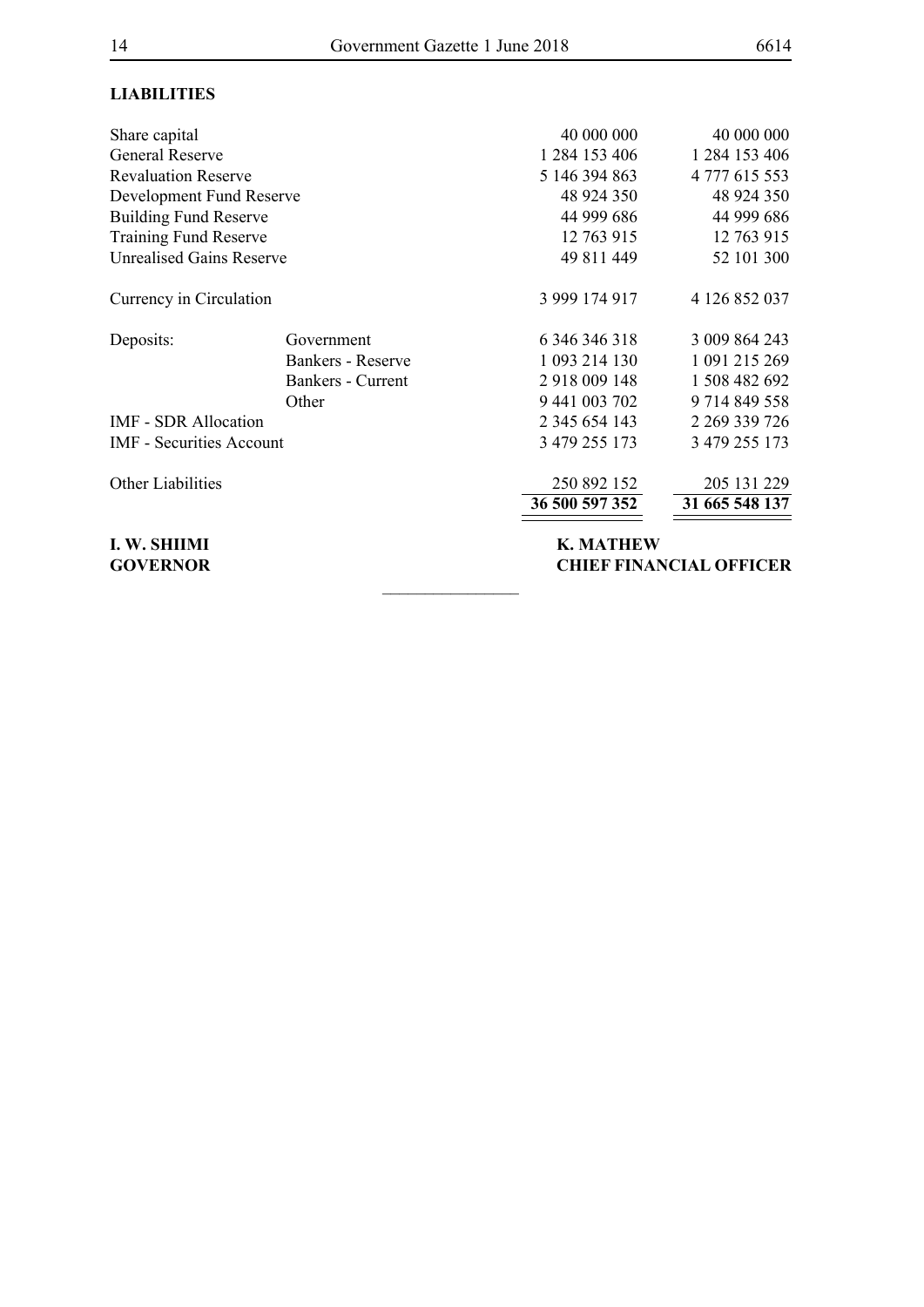## LIABILITIES

| | | | |
|---|---|---|---|
| Share capital | | 40 000 000 | 40 000 000 |
| General Reserve | | 1 284 153 406 | 1 284 153 406 |
| Revaluation Reserve | | 5 146 394 863 | 4 777 615 553 |
| Development Fund Reserve | | 48 924 350 | 48 924 350 |
| Building Fund Reserve | | 44 999 686 | 44 999 686 |
| Training Fund Reserve | | 12 763 915 | 12 763 915 |
| Unrealised Gains Reserve | | 49 811 449 | 52 101 300 |
| Currency in Circulation | | 3 999 174 917 | 4 126 852 037 |
| Deposits: | Government | 6 346 346 318 | 3 009 864 243 |
| | Bankers - Reserve | 1 093 214 130 | 1 091 215 269 |
| | Bankers - Current | 2 918 009 148 | 1 508 482 692 |
| | Other | 9 441 003 702 | 9 714 849 558 |
| IMF - SDR Allocation | | 2 345 654 143 | 2 269 339 726 |
| IMF - Securities Account | | 3 479 255 173 | 3 479 255 173 |
| Other Liabilities | | 250 892 152 | 205 131 229 |
| | | **36 500 597 352** | **31 665 548 137** |

**I. W. SHIIMI**
**GOVERNOR**

**K. MATHEW**
**CHIEF FINANCIAL OFFICER**